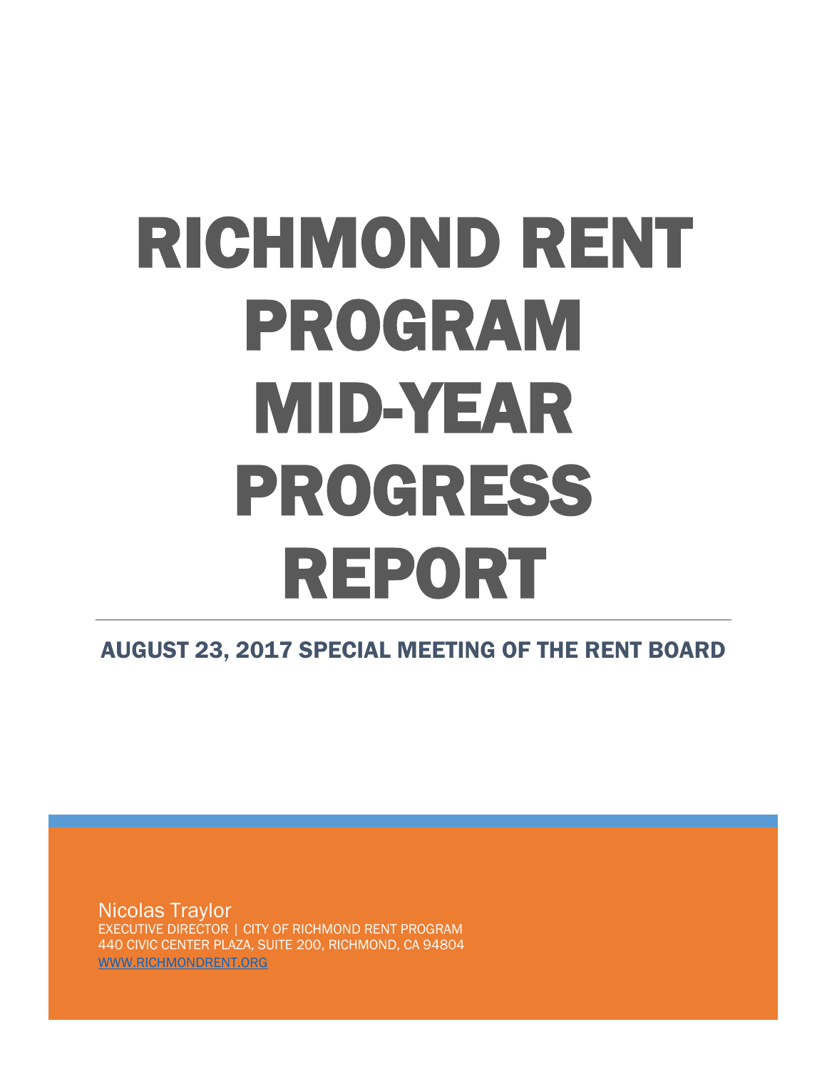# RICHMOND RENT PROGRAM MID-YEAR PROGRESS REPORT

## AUGUST 23, 2017 SPECIAL MEETING OF THE RENT BOARD

Nicolas Traylor
EXECUTIVE DIRECTOR | CITY OF RICHMOND RENT PROGRAM
440 CIVIC CENTER PLAZA, SUITE 200, RICHMOND, CA 94804
WWW.RICHMONDRENT.ORG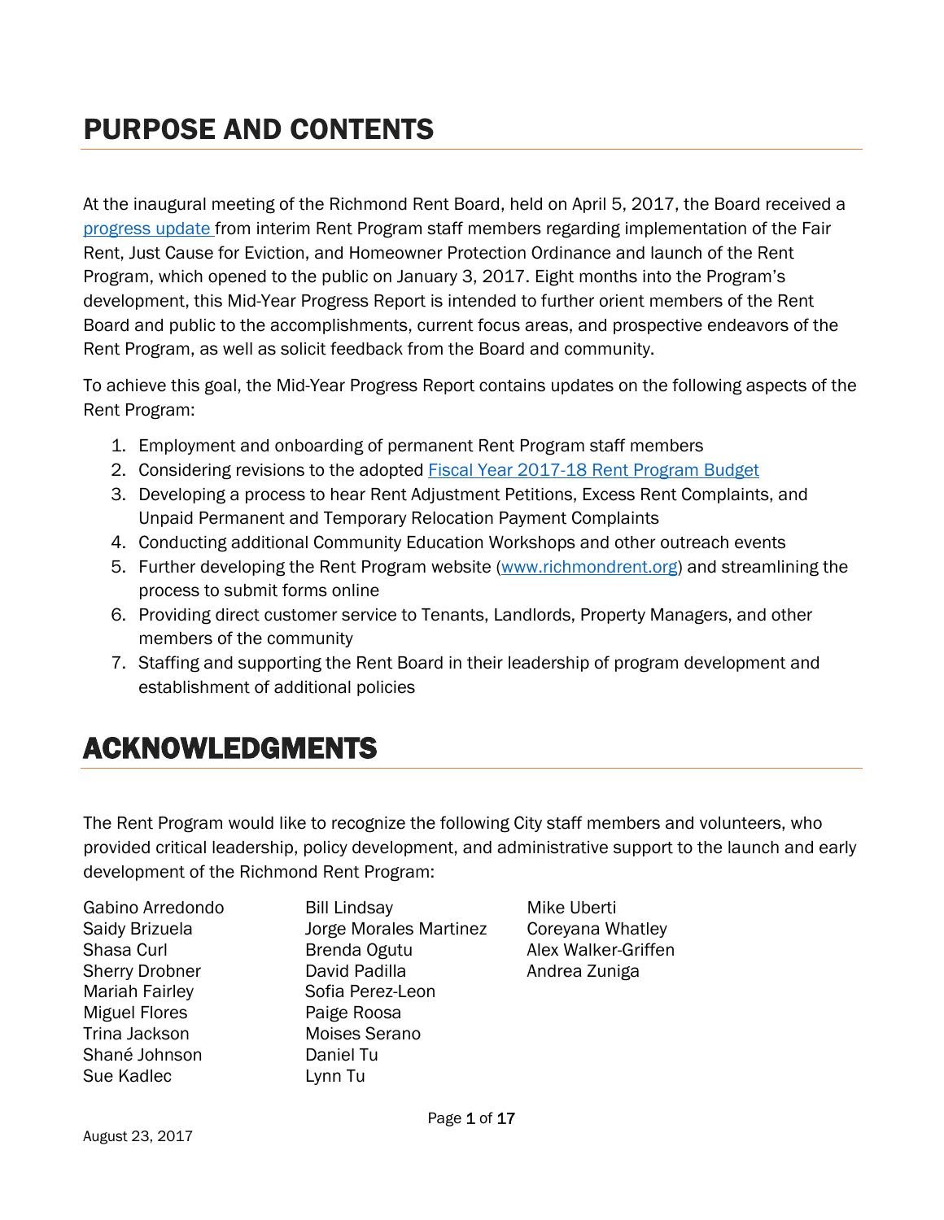# PURPOSE AND CONTENTS

At the inaugural meeting of the Richmond Rent Board, held on April 5, 2017, the Board received a progress update from interim Rent Program staff members regarding implementation of the Fair Rent, Just Cause for Eviction, and Homeowner Protection Ordinance and launch of the Rent Program, which opened to the public on January 3, 2017. Eight months into the Program's development, this Mid-Year Progress Report is intended to further orient members of the Rent Board and public to the accomplishments, current focus areas, and prospective endeavors of the Rent Program, as well as solicit feedback from the Board and community.

To achieve this goal, the Mid-Year Progress Report contains updates on the following aspects of the Rent Program:

1. Employment and onboarding of permanent Rent Program staff members
2. Considering revisions to the adopted Fiscal Year 2017-18 Rent Program Budget
3. Developing a process to hear Rent Adjustment Petitions, Excess Rent Complaints, and Unpaid Permanent and Temporary Relocation Payment Complaints
4. Conducting additional Community Education Workshops and other outreach events
5. Further developing the Rent Program website (www.richmondrent.org) and streamlining the process to submit forms online
6. Providing direct customer service to Tenants, Landlords, Property Managers, and other members of the community
7. Staffing and supporting the Rent Board in their leadership of program development and establishment of additional policies

# ACKNOWLEDGMENTS

The Rent Program would like to recognize the following City staff members and volunteers, who provided critical leadership, policy development, and administrative support to the launch and early development of the Richmond Rent Program:

Gabino Arredondo
Saidy Brizuela
Shasa Curl
Sherry Drobner
Mariah Fairley
Miguel Flores
Trina Jackson
Shané Johnson
Sue Kadlec
Bill Lindsay
Jorge Morales Martinez
Brenda Ogutu
David Padilla
Sofia Perez-Leon
Paige Roosa
Moises Serano
Daniel Tu
Lynn Tu
Mike Uberti
Coreyana Whatley
Alex Walker-Griffen
Andrea Zuniga

August 23, 2017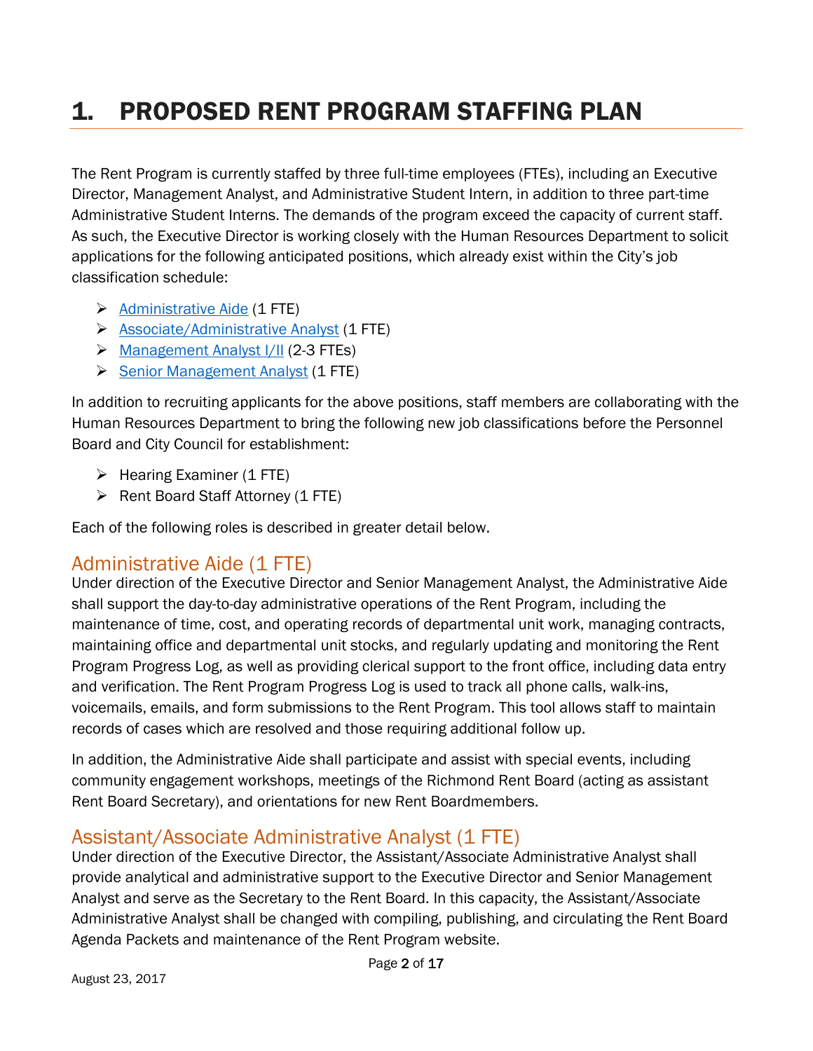# 1. PROPOSED RENT PROGRAM STAFFING PLAN

The Rent Program is currently staffed by three full-time employees (FTEs), including an Executive Director, Management Analyst, and Administrative Student Intern, in addition to three part-time Administrative Student Interns. The demands of the program exceed the capacity of current staff. As such, the Executive Director is working closely with the Human Resources Department to solicit applications for the following anticipated positions, which already exist within the City's job classification schedule:

- Administrative Aide (1 FTE)
- Associate/Administrative Analyst (1 FTE)
- Management Analyst I/II (2-3 FTEs)
- Senior Management Analyst (1 FTE)

In addition to recruiting applicants for the above positions, staff members are collaborating with the Human Resources Department to bring the following new job classifications before the Personnel Board and City Council for establishment:

- Hearing Examiner (1 FTE)
- Rent Board Staff Attorney (1 FTE)

Each of the following roles is described in greater detail below.

## Administrative Aide (1 FTE)

Under direction of the Executive Director and Senior Management Analyst, the Administrative Aide shall support the day-to-day administrative operations of the Rent Program, including the maintenance of time, cost, and operating records of departmental unit work, managing contracts, maintaining office and departmental unit stocks, and regularly updating and monitoring the Rent Program Progress Log, as well as providing clerical support to the front office, including data entry and verification. The Rent Program Progress Log is used to track all phone calls, walk-ins, voicemails, emails, and form submissions to the Rent Program. This tool allows staff to maintain records of cases which are resolved and those requiring additional follow up.

In addition, the Administrative Aide shall participate and assist with special events, including community engagement workshops, meetings of the Richmond Rent Board (acting as assistant Rent Board Secretary), and orientations for new Rent Boardmembers.

## Assistant/Associate Administrative Analyst (1 FTE)

Under direction of the Executive Director, the Assistant/Associate Administrative Analyst shall provide analytical and administrative support to the Executive Director and Senior Management Analyst and serve as the Secretary to the Rent Board. In this capacity, the Assistant/Associate Administrative Analyst shall be changed with compiling, publishing, and circulating the Rent Board Agenda Packets and maintenance of the Rent Program website.

August 23, 2017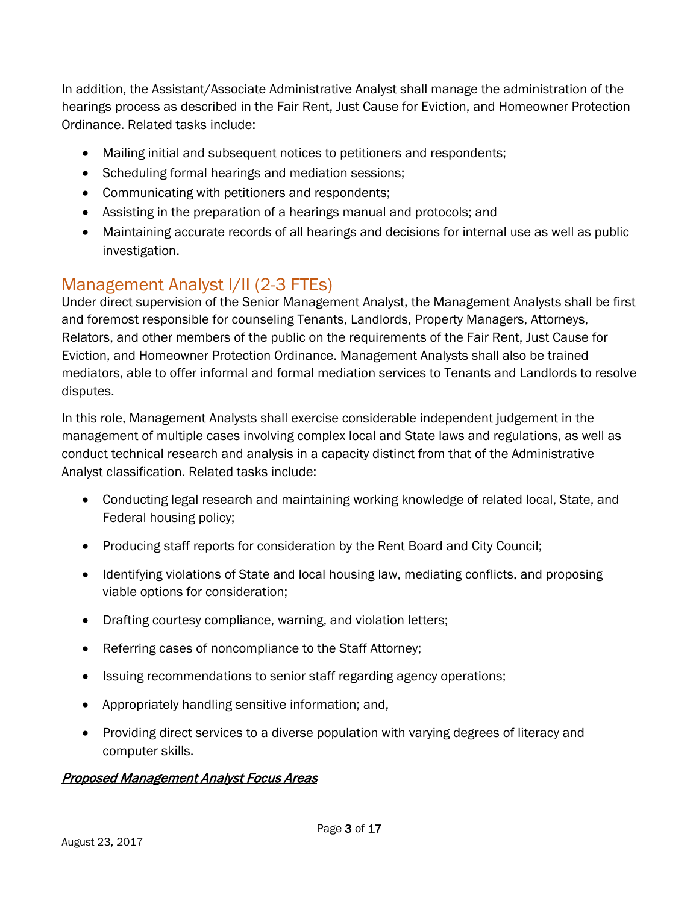In addition, the Assistant/Associate Administrative Analyst shall manage the administration of the hearings process as described in the Fair Rent, Just Cause for Eviction, and Homeowner Protection Ordinance. Related tasks include:

- Mailing initial and subsequent notices to petitioners and respondents;
- Scheduling formal hearings and mediation sessions;
- Communicating with petitioners and respondents;
- Assisting in the preparation of a hearings manual and protocols; and
- Maintaining accurate records of all hearings and decisions for internal use as well as public investigation.

## Management Analyst I/II (2-3 FTEs)

Under direct supervision of the Senior Management Analyst, the Management Analysts shall be first and foremost responsible for counseling Tenants, Landlords, Property Managers, Attorneys, Relators, and other members of the public on the requirements of the Fair Rent, Just Cause for Eviction, and Homeowner Protection Ordinance. Management Analysts shall also be trained mediators, able to offer informal and formal mediation services to Tenants and Landlords to resolve disputes.

In this role, Management Analysts shall exercise considerable independent judgement in the management of multiple cases involving complex local and State laws and regulations, as well as conduct technical research and analysis in a capacity distinct from that of the Administrative Analyst classification. Related tasks include:

- Conducting legal research and maintaining working knowledge of related local, State, and Federal housing policy;
- Producing staff reports for consideration by the Rent Board and City Council;
- Identifying violations of State and local housing law, mediating conflicts, and proposing viable options for consideration;
- Drafting courtesy compliance, warning, and violation letters;
- Referring cases of noncompliance to the Staff Attorney;
- Issuing recommendations to senior staff regarding agency operations;
- Appropriately handling sensitive information; and,
- Providing direct services to a diverse population with varying degrees of literacy and computer skills.

***Proposed Management Analyst Focus Areas***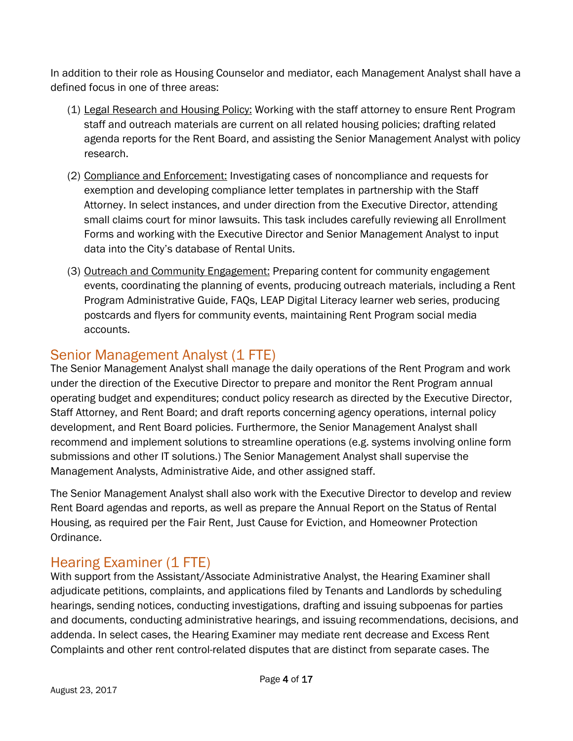In addition to their role as Housing Counselor and mediator, each Management Analyst shall have a defined focus in one of three areas:

(1) Legal Research and Housing Policy: Working with the staff attorney to ensure Rent Program staff and outreach materials are current on all related housing policies; drafting related agenda reports for the Rent Board, and assisting the Senior Management Analyst with policy research.

(2) Compliance and Enforcement: Investigating cases of noncompliance and requests for exemption and developing compliance letter templates in partnership with the Staff Attorney. In select instances, and under direction from the Executive Director, attending small claims court for minor lawsuits. This task includes carefully reviewing all Enrollment Forms and working with the Executive Director and Senior Management Analyst to input data into the City's database of Rental Units.

(3) Outreach and Community Engagement: Preparing content for community engagement events, coordinating the planning of events, producing outreach materials, including a Rent Program Administrative Guide, FAQs, LEAP Digital Literacy learner web series, producing postcards and flyers for community events, maintaining Rent Program social media accounts.

## Senior Management Analyst (1 FTE)

The Senior Management Analyst shall manage the daily operations of the Rent Program and work under the direction of the Executive Director to prepare and monitor the Rent Program annual operating budget and expenditures; conduct policy research as directed by the Executive Director, Staff Attorney, and Rent Board; and draft reports concerning agency operations, internal policy development, and Rent Board policies. Furthermore, the Senior Management Analyst shall recommend and implement solutions to streamline operations (e.g. systems involving online form submissions and other IT solutions.) The Senior Management Analyst shall supervise the Management Analysts, Administrative Aide, and other assigned staff.

The Senior Management Analyst shall also work with the Executive Director to develop and review Rent Board agendas and reports, as well as prepare the Annual Report on the Status of Rental Housing, as required per the Fair Rent, Just Cause for Eviction, and Homeowner Protection Ordinance.

## Hearing Examiner (1 FTE)

With support from the Assistant/Associate Administrative Analyst, the Hearing Examiner shall adjudicate petitions, complaints, and applications filed by Tenants and Landlords by scheduling hearings, sending notices, conducting investigations, drafting and issuing subpoenas for parties and documents, conducting administrative hearings, and issuing recommendations, decisions, and addenda. In select cases, the Hearing Examiner may mediate rent decrease and Excess Rent Complaints and other rent control-related disputes that are distinct from separate cases. The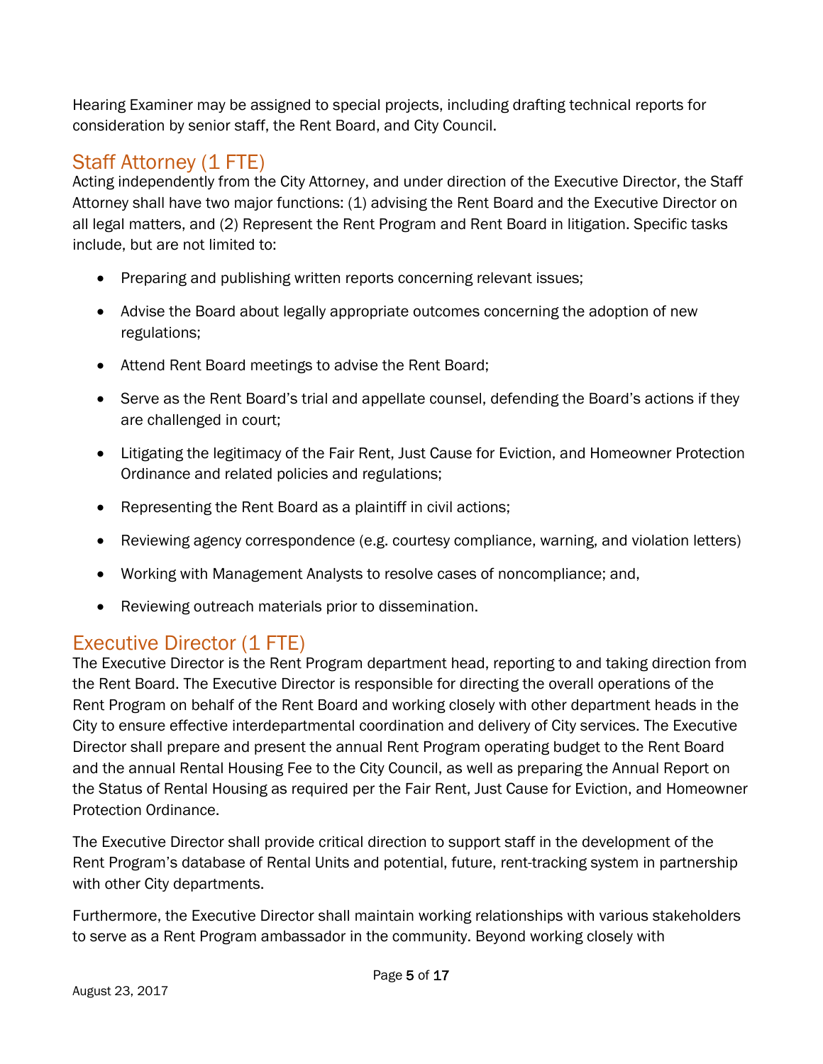Hearing Examiner may be assigned to special projects, including drafting technical reports for consideration by senior staff, the Rent Board, and City Council.

## Staff Attorney (1 FTE)

Acting independently from the City Attorney, and under direction of the Executive Director, the Staff Attorney shall have two major functions: (1) advising the Rent Board and the Executive Director on all legal matters, and (2) Represent the Rent Program and Rent Board in litigation. Specific tasks include, but are not limited to:

- Preparing and publishing written reports concerning relevant issues;
- Advise the Board about legally appropriate outcomes concerning the adoption of new regulations;
- Attend Rent Board meetings to advise the Rent Board;
- Serve as the Rent Board's trial and appellate counsel, defending the Board's actions if they are challenged in court;
- Litigating the legitimacy of the Fair Rent, Just Cause for Eviction, and Homeowner Protection Ordinance and related policies and regulations;
- Representing the Rent Board as a plaintiff in civil actions;
- Reviewing agency correspondence (e.g. courtesy compliance, warning, and violation letters)
- Working with Management Analysts to resolve cases of noncompliance; and,
- Reviewing outreach materials prior to dissemination.

## Executive Director (1 FTE)

The Executive Director is the Rent Program department head, reporting to and taking direction from the Rent Board. The Executive Director is responsible for directing the overall operations of the Rent Program on behalf of the Rent Board and working closely with other department heads in the City to ensure effective interdepartmental coordination and delivery of City services. The Executive Director shall prepare and present the annual Rent Program operating budget to the Rent Board and the annual Rental Housing Fee to the City Council, as well as preparing the Annual Report on the Status of Rental Housing as required per the Fair Rent, Just Cause for Eviction, and Homeowner Protection Ordinance.

The Executive Director shall provide critical direction to support staff in the development of the Rent Program's database of Rental Units and potential, future, rent-tracking system in partnership with other City departments.

Furthermore, the Executive Director shall maintain working relationships with various stakeholders to serve as a Rent Program ambassador in the community. Beyond working closely with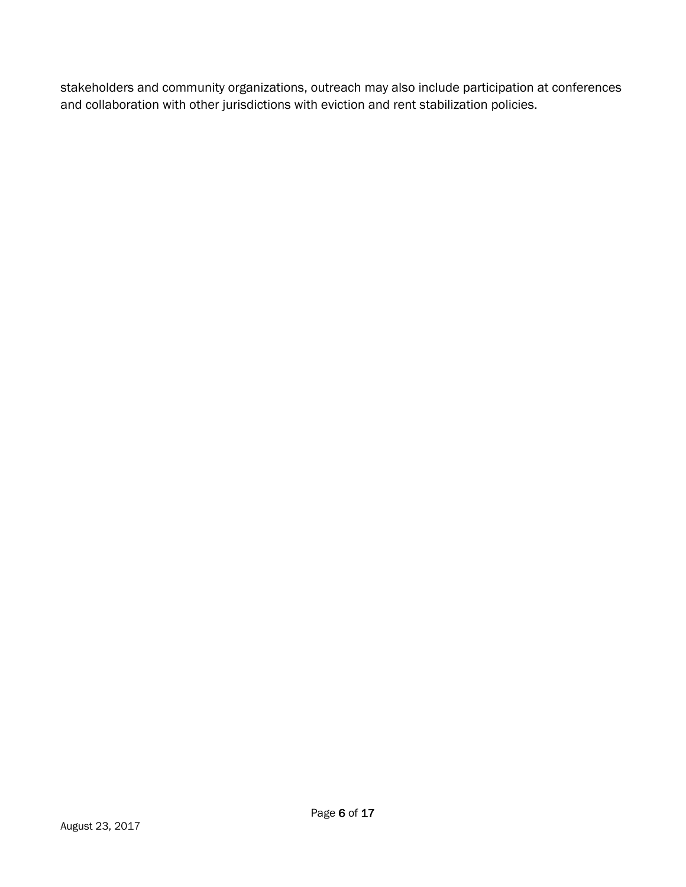stakeholders and community organizations, outreach may also include participation at conferences and collaboration with other jurisdictions with eviction and rent stabilization policies.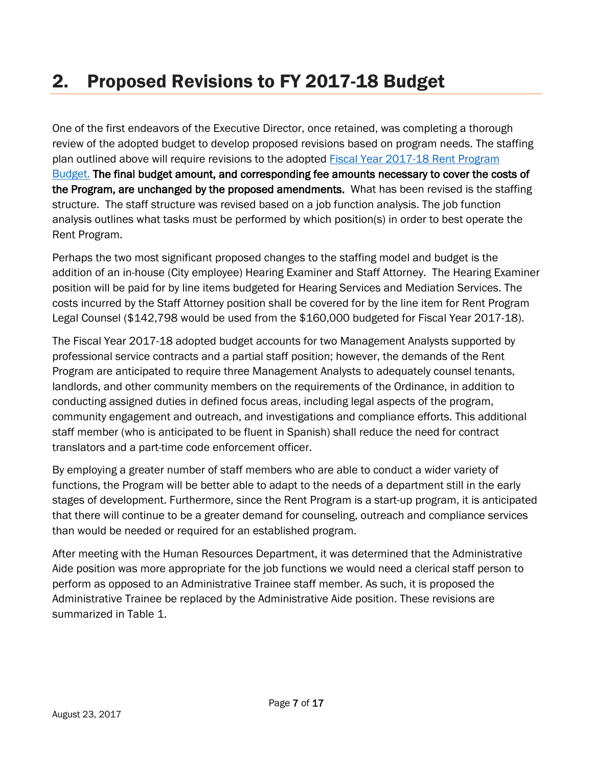# 2. Proposed Revisions to FY 2017-18 Budget

One of the first endeavors of the Executive Director, once retained, was completing a thorough review of the adopted budget to develop proposed revisions based on program needs. The staffing plan outlined above will require revisions to the adopted [Fiscal Year 2017-18 Rent Program Budget.](#) **The final budget amount, and corresponding fee amounts necessary to cover the costs of the Program, are unchanged by the proposed amendments.** What has been revised is the staffing structure. The staff structure was revised based on a job function analysis. The job function analysis outlines what tasks must be performed by which position(s) in order to best operate the Rent Program.

Perhaps the two most significant proposed changes to the staffing model and budget is the addition of an in-house (City employee) Hearing Examiner and Staff Attorney. The Hearing Examiner position will be paid for by line items budgeted for Hearing Services and Mediation Services. The costs incurred by the Staff Attorney position shall be covered for by the line item for Rent Program Legal Counsel ($142,798 would be used from the $160,000 budgeted for Fiscal Year 2017-18).

The Fiscal Year 2017-18 adopted budget accounts for two Management Analysts supported by professional service contracts and a partial staff position; however, the demands of the Rent Program are anticipated to require three Management Analysts to adequately counsel tenants, landlords, and other community members on the requirements of the Ordinance, in addition to conducting assigned duties in defined focus areas, including legal aspects of the program, community engagement and outreach, and investigations and compliance efforts. This additional staff member (who is anticipated to be fluent in Spanish) shall reduce the need for contract translators and a part-time code enforcement officer.

By employing a greater number of staff members who are able to conduct a wider variety of functions, the Program will be better able to adapt to the needs of a department still in the early stages of development. Furthermore, since the Rent Program is a start-up program, it is anticipated that there will continue to be a greater demand for counseling, outreach and compliance services than would be needed or required for an established program.

After meeting with the Human Resources Department, it was determined that the Administrative Aide position was more appropriate for the job functions we would need a clerical staff person to perform as opposed to an Administrative Trainee staff member. As such, it is proposed the Administrative Trainee be replaced by the Administrative Aide position. These revisions are summarized in Table 1.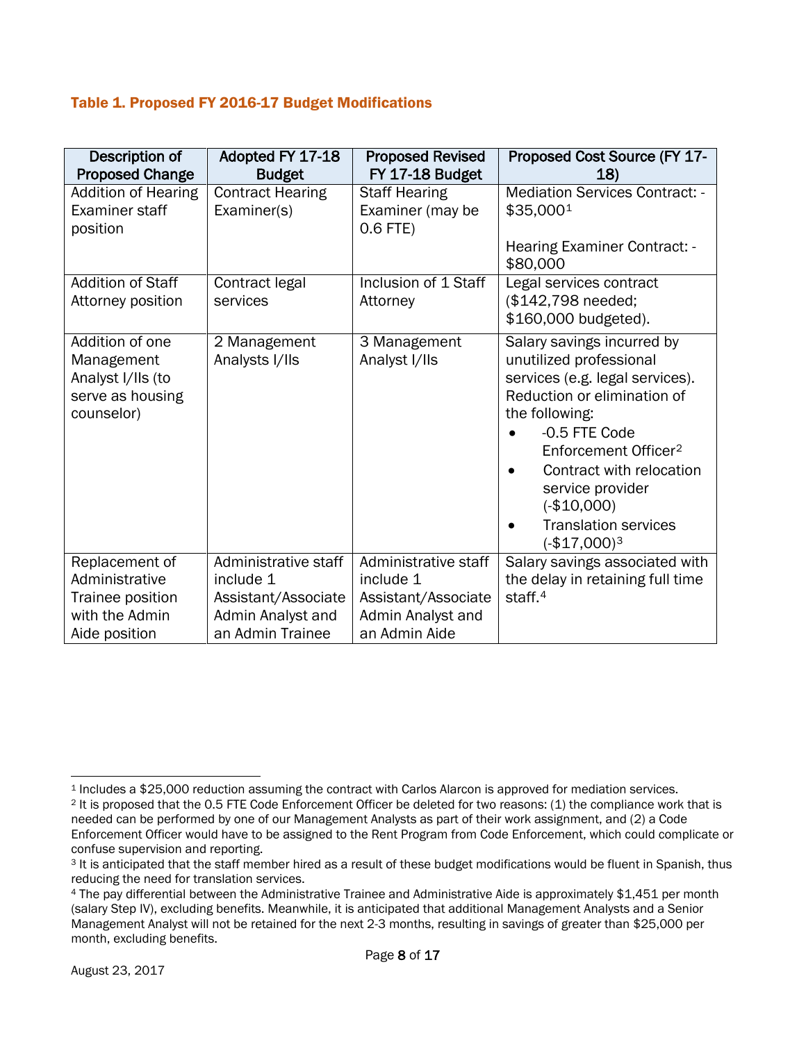### Table 1. Proposed FY 2016-17 Budget Modifications

| Description of Proposed Change | Adopted FY 17-18 Budget | Proposed Revised FY 17-18 Budget | Proposed Cost Source (FY 17-18) |
|---|---|---|---|
| Addition of Hearing Examiner staff position | Contract Hearing Examiner(s) | Staff Hearing Examiner (may be 0.6 FTE) | Mediation Services Contract: -$35,000[1]<br><br>Hearing Examiner Contract: -$80,000 |
| Addition of Staff Attorney position | Contract legal services | Inclusion of 1 Staff Attorney | Legal services contract ($142,798 needed; $160,000 budgeted). |
| Addition of one Management Analyst I/IIs (to serve as housing counselor) | 2 Management Analysts I/IIs | 3 Management Analyst I/IIs | Salary savings incurred by unutilized professional services (e.g. legal services). Reduction or elimination of the following:<br>• -0.5 FTE Code Enforcement Officer[2]<br>• Contract with relocation service provider (-$10,000)<br>• Translation services (-$17,000)[3] |
| Replacement of Administrative Trainee position with the Admin Aide position | Administrative staff include 1 Assistant/Associate Admin Analyst and an Admin Trainee | Administrative staff include 1 Assistant/Associate Admin Analyst and an Admin Aide | Salary savings associated with the delay in retaining full time staff.[4] |

[1] Includes a $25,000 reduction assuming the contract with Carlos Alarcon is approved for mediation services.

[2] It is proposed that the 0.5 FTE Code Enforcement Officer be deleted for two reasons: (1) the compliance work that is needed can be performed by one of our Management Analysts as part of their work assignment, and (2) a Code Enforcement Officer would have to be assigned to the Rent Program from Code Enforcement, which could complicate or confuse supervision and reporting.

[3] It is anticipated that the staff member hired as a result of these budget modifications would be fluent in Spanish, thus reducing the need for translation services.

[4] The pay differential between the Administrative Trainee and Administrative Aide is approximately $1,451 per month (salary Step IV), excluding benefits. Meanwhile, it is anticipated that additional Management Analysts and a Senior Management Analyst will not be retained for the next 2-3 months, resulting in savings of greater than $25,000 per month, excluding benefits.

August 23, 2017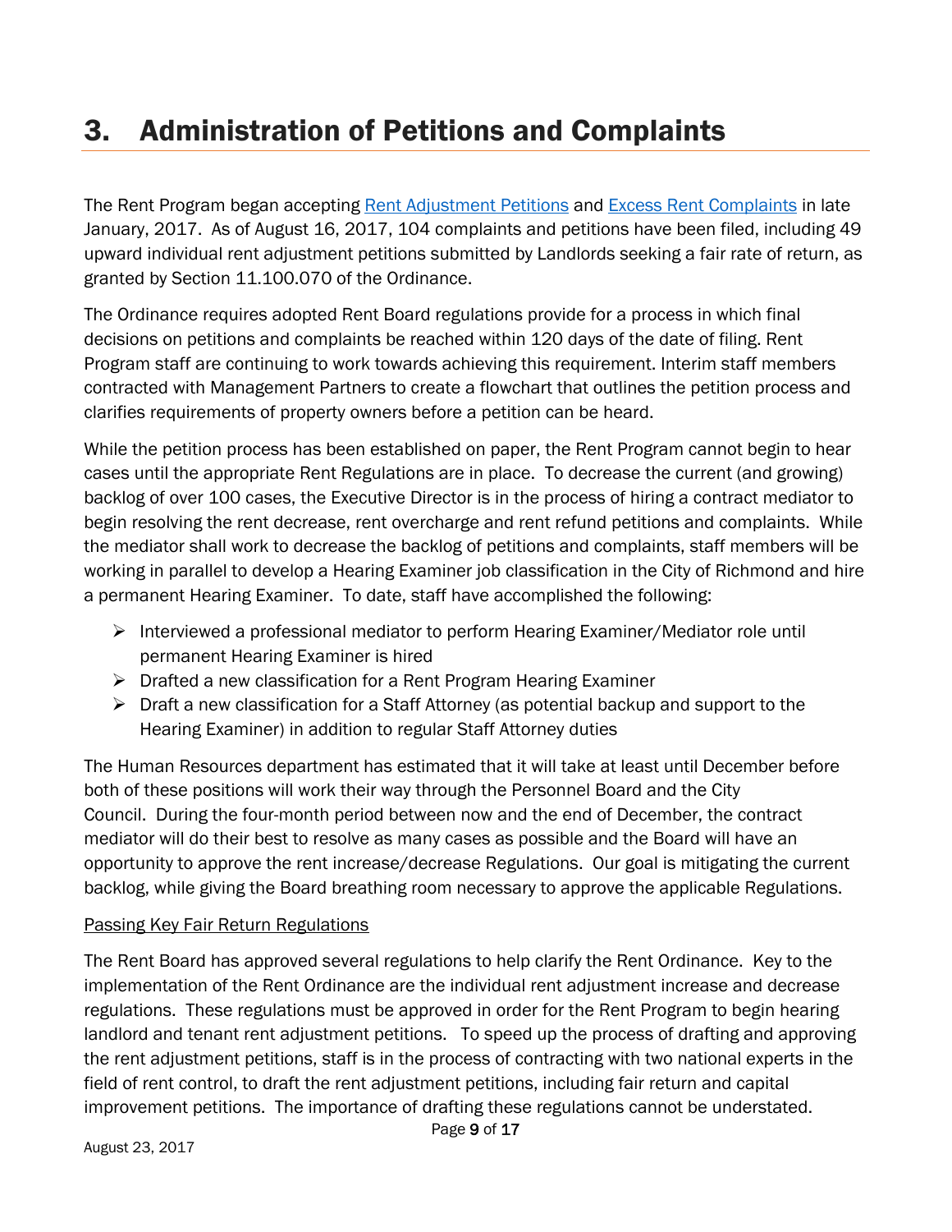# 3. Administration of Petitions and Complaints

The Rent Program began accepting [Rent Adjustment Petitions]() and [Excess Rent Complaints]() in late January, 2017. As of August 16, 2017, 104 complaints and petitions have been filed, including 49 upward individual rent adjustment petitions submitted by Landlords seeking a fair rate of return, as granted by Section 11.100.070 of the Ordinance.

The Ordinance requires adopted Rent Board regulations provide for a process in which final decisions on petitions and complaints be reached within 120 days of the date of filing. Rent Program staff are continuing to work towards achieving this requirement. Interim staff members contracted with Management Partners to create a flowchart that outlines the petition process and clarifies requirements of property owners before a petition can be heard.

While the petition process has been established on paper, the Rent Program cannot begin to hear cases until the appropriate Rent Regulations are in place. To decrease the current (and growing) backlog of over 100 cases, the Executive Director is in the process of hiring a contract mediator to begin resolving the rent decrease, rent overcharge and rent refund petitions and complaints. While the mediator shall work to decrease the backlog of petitions and complaints, staff members will be working in parallel to develop a Hearing Examiner job classification in the City of Richmond and hire a permanent Hearing Examiner. To date, staff have accomplished the following:

- Interviewed a professional mediator to perform Hearing Examiner/Mediator role until permanent Hearing Examiner is hired
- Drafted a new classification for a Rent Program Hearing Examiner
- Draft a new classification for a Staff Attorney (as potential backup and support to the Hearing Examiner) in addition to regular Staff Attorney duties

The Human Resources department has estimated that it will take at least until December before both of these positions will work their way through the Personnel Board and the City Council. During the four-month period between now and the end of December, the contract mediator will do their best to resolve as many cases as possible and the Board will have an opportunity to approve the rent increase/decrease Regulations. Our goal is mitigating the current backlog, while giving the Board breathing room necessary to approve the applicable Regulations.

<u>Passing Key Fair Return Regulations</u>

The Rent Board has approved several regulations to help clarify the Rent Ordinance. Key to the implementation of the Rent Ordinance are the individual rent adjustment increase and decrease regulations. These regulations must be approved in order for the Rent Program to begin hearing landlord and tenant rent adjustment petitions. To speed up the process of drafting and approving the rent adjustment petitions, staff is in the process of contracting with two national experts in the field of rent control, to draft the rent adjustment petitions, including fair return and capital improvement petitions. The importance of drafting these regulations cannot be understated.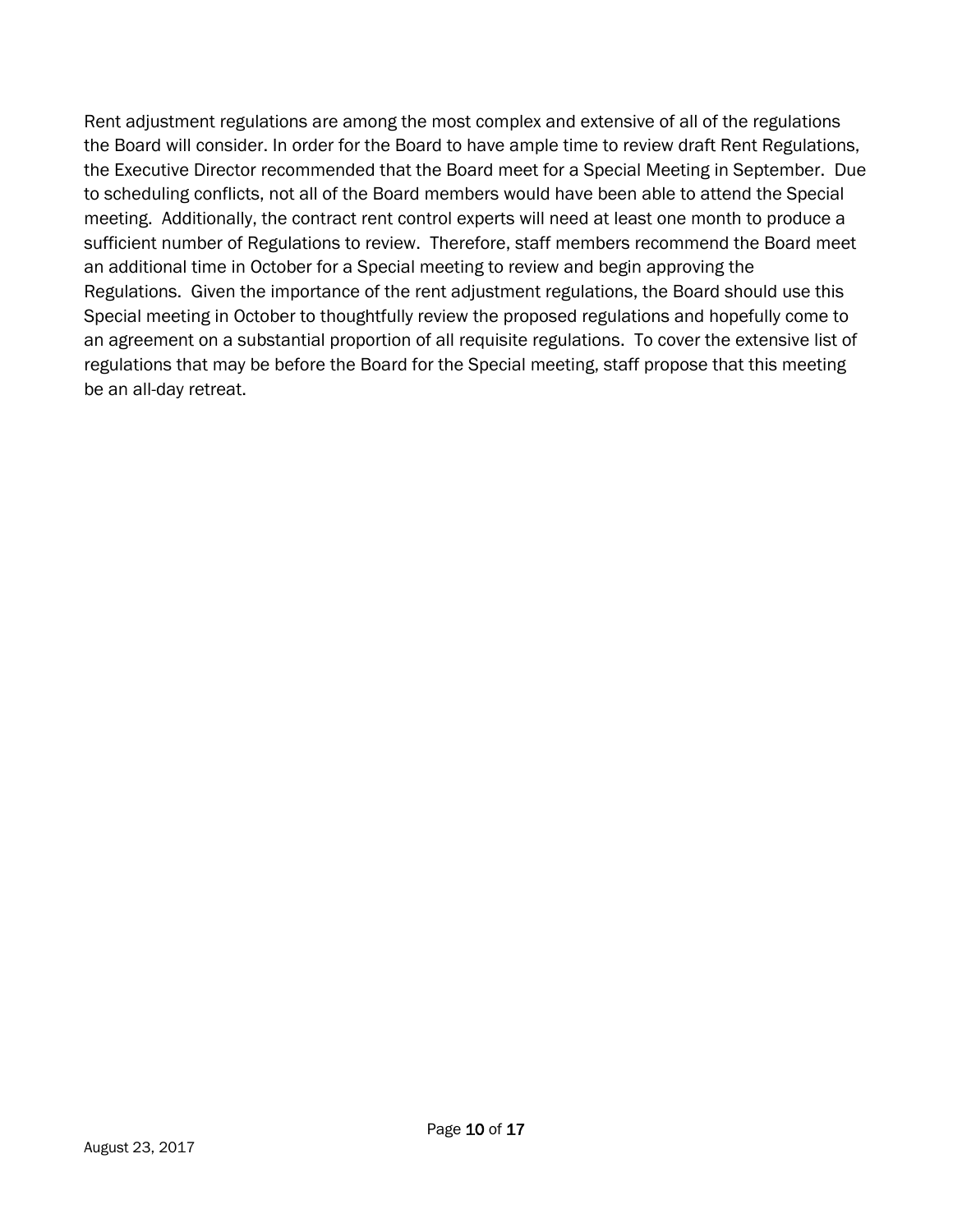Rent adjustment regulations are among the most complex and extensive of all of the regulations the Board will consider. In order for the Board to have ample time to review draft Rent Regulations, the Executive Director recommended that the Board meet for a Special Meeting in September. Due to scheduling conflicts, not all of the Board members would have been able to attend the Special meeting. Additionally, the contract rent control experts will need at least one month to produce a sufficient number of Regulations to review. Therefore, staff members recommend the Board meet an additional time in October for a Special meeting to review and begin approving the Regulations. Given the importance of the rent adjustment regulations, the Board should use this Special meeting in October to thoughtfully review the proposed regulations and hopefully come to an agreement on a substantial proportion of all requisite regulations. To cover the extensive list of regulations that may be before the Board for the Special meeting, staff propose that this meeting be an all-day retreat.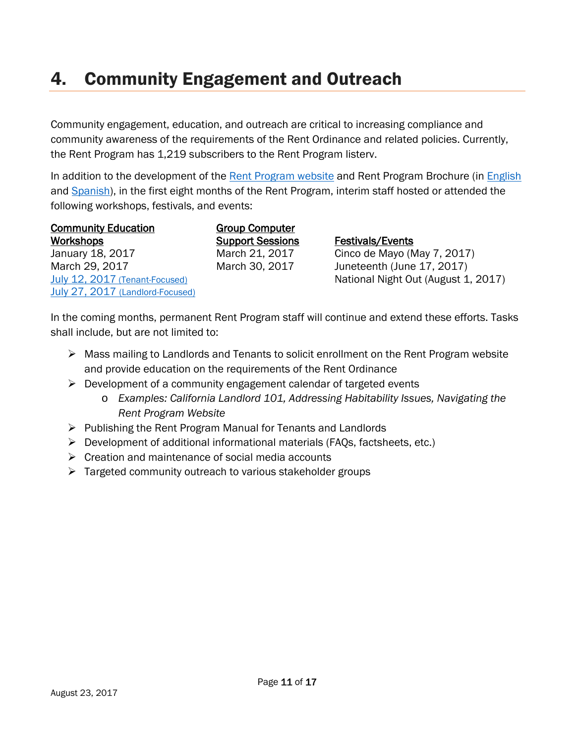# 4. Community Engagement and Outreach

Community engagement, education, and outreach are critical to increasing compliance and community awareness of the requirements of the Rent Ordinance and related policies. Currently, the Rent Program has 1,219 subscribers to the Rent Program listerv.

In addition to the development of the Rent Program website and Rent Program Brochure (in English and Spanish), in the first eight months of the Rent Program, interim staff hosted or attended the following workshops, festivals, and events:

**Community Education Workshops**

- January 18, 2017
- March 29, 2017
- July 12, 2017 (Tenant-Focused)
- July 27, 2017 (Landlord-Focused)

**Group Computer Support Sessions**

- March 21, 2017
- March 30, 2017

**Festivals/Events**

- Cinco de Mayo (May 7, 2017)
- Juneteenth (June 17, 2017)
- National Night Out (August 1, 2017)

In the coming months, permanent Rent Program staff will continue and extend these efforts. Tasks shall include, but are not limited to:

- Mass mailing to Landlords and Tenants to solicit enrollment on the Rent Program website and provide education on the requirements of the Rent Ordinance
- Development of a community engagement calendar of targeted events
  - *Examples: California Landlord 101, Addressing Habitability Issues, Navigating the Rent Program Website*
- Publishing the Rent Program Manual for Tenants and Landlords
- Development of additional informational materials (FAQs, factsheets, etc.)
- Creation and maintenance of social media accounts
- Targeted community outreach to various stakeholder groups

August 23, 2017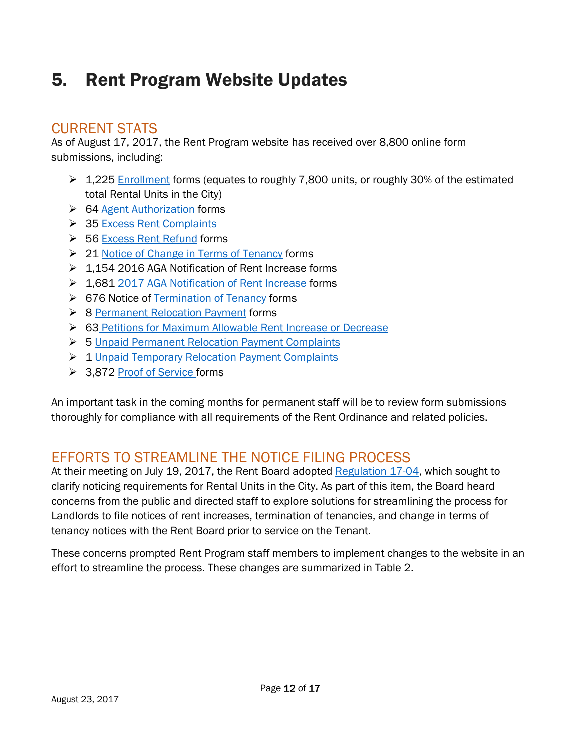# 5. Rent Program Website Updates

## CURRENT STATS

As of August 17, 2017, the Rent Program website has received over 8,800 online form submissions, including:

- 1,225 Enrollment forms (equates to roughly 7,800 units, or roughly 30% of the estimated total Rental Units in the City)
- 64 Agent Authorization forms
- 35 Excess Rent Complaints
- 56 Excess Rent Refund forms
- 21 Notice of Change in Terms of Tenancy forms
- 1,154 2016 AGA Notification of Rent Increase forms
- 1,681 2017 AGA Notification of Rent Increase forms
- 676 Notice of Termination of Tenancy forms
- 8 Permanent Relocation Payment forms
- 63 Petitions for Maximum Allowable Rent Increase or Decrease
- 5 Unpaid Permanent Relocation Payment Complaints
- 1 Unpaid Temporary Relocation Payment Complaints
- 3,872 Proof of Service forms

An important task in the coming months for permanent staff will be to review form submissions thoroughly for compliance with all requirements of the Rent Ordinance and related policies.

## EFFORTS TO STREAMLINE THE NOTICE FILING PROCESS

At their meeting on July 19, 2017, the Rent Board adopted Regulation 17-04, which sought to clarify noticing requirements for Rental Units in the City. As part of this item, the Board heard concerns from the public and directed staff to explore solutions for streamlining the process for Landlords to file notices of rent increases, termination of tenancies, and change in terms of tenancy notices with the Rent Board prior to service on the Tenant.

These concerns prompted Rent Program staff members to implement changes to the website in an effort to streamline the process. These changes are summarized in Table 2.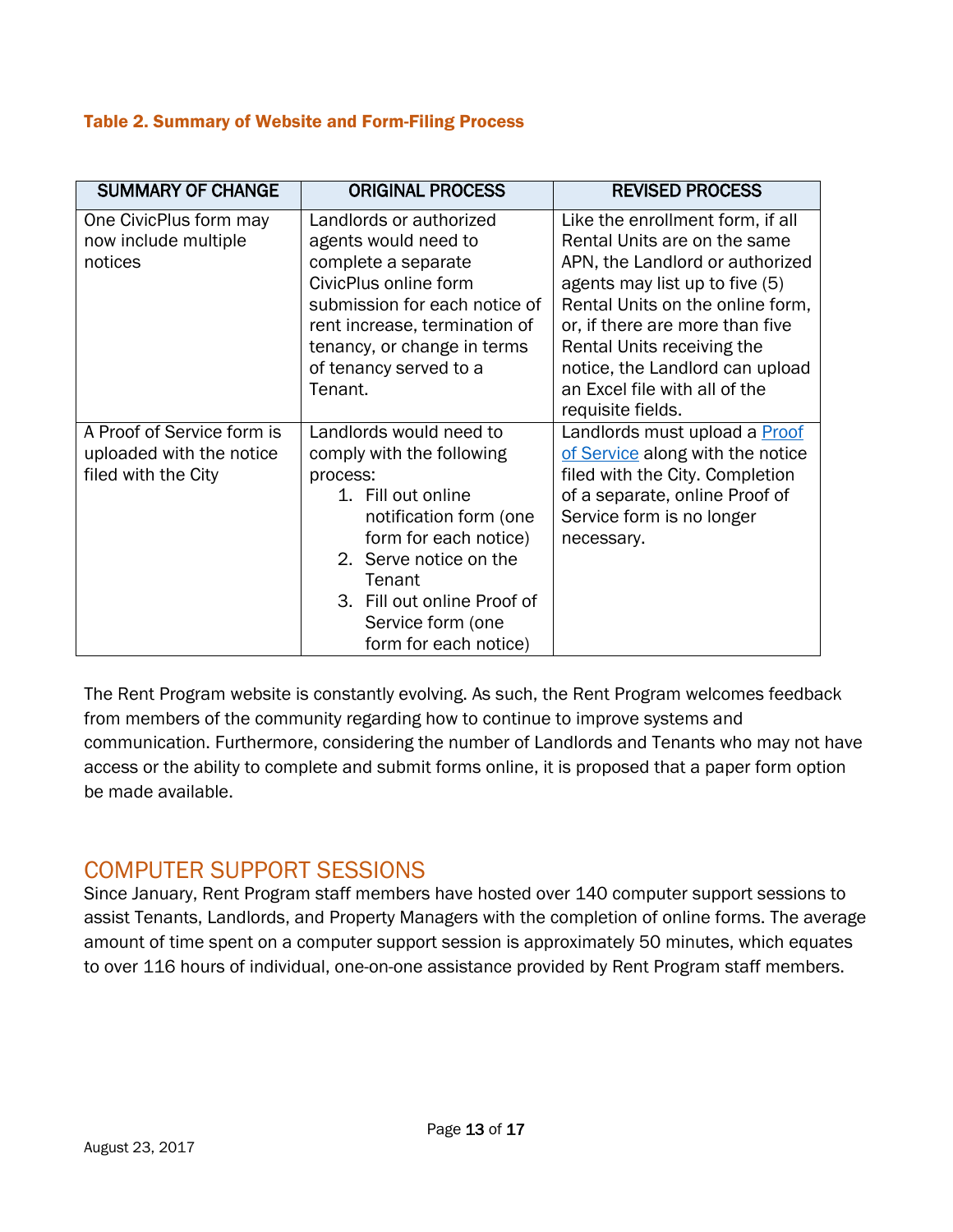**Table 2. Summary of Website and Form-Filing Process**

| SUMMARY OF CHANGE | ORIGINAL PROCESS | REVISED PROCESS |
|---|---|---|
| One CivicPlus form may now include multiple notices | Landlords or authorized agents would need to complete a separate CivicPlus online form submission for each notice of rent increase, termination of tenancy, or change in terms of tenancy served to a Tenant. | Like the enrollment form, if all Rental Units are on the same APN, the Landlord or authorized agents may list up to five (5) Rental Units on the online form, or, if there are more than five Rental Units receiving the notice, the Landlord can upload an Excel file with all of the requisite fields. |
| A Proof of Service form is uploaded with the notice filed with the City | Landlords would need to comply with the following process: 1. Fill out online notification form (one form for each notice) 2. Serve notice on the Tenant 3. Fill out online Proof of Service form (one form for each notice) | Landlords must upload a Proof of Service along with the notice filed with the City. Completion of a separate, online Proof of Service form is no longer necessary. |

The Rent Program website is constantly evolving. As such, the Rent Program welcomes feedback from members of the community regarding how to continue to improve systems and communication. Furthermore, considering the number of Landlords and Tenants who may not have access or the ability to complete and submit forms online, it is proposed that a paper form option be made available.

## COMPUTER SUPPORT SESSIONS

Since January, Rent Program staff members have hosted over 140 computer support sessions to assist Tenants, Landlords, and Property Managers with the completion of online forms. The average amount of time spent on a computer support session is approximately 50 minutes, which equates to over 116 hours of individual, one-on-one assistance provided by Rent Program staff members.

August 23, 2017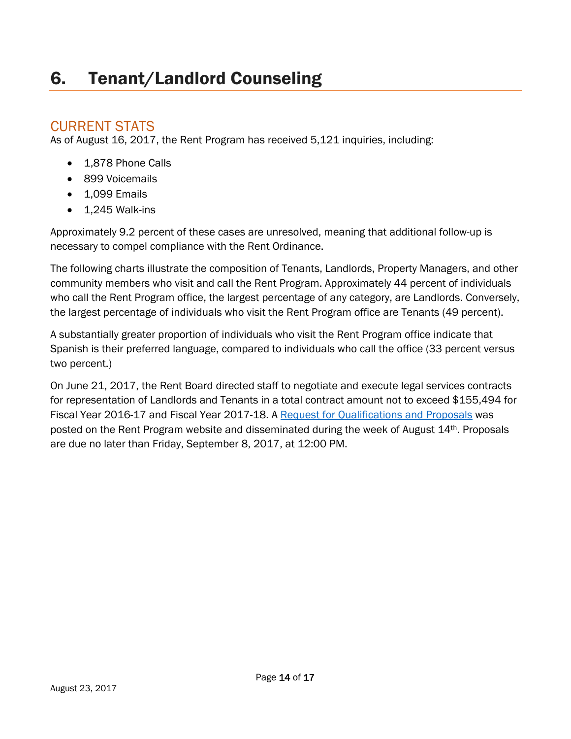# 6. Tenant/Landlord Counseling

## CURRENT STATS

As of August 16, 2017, the Rent Program has received 5,121 inquiries, including:

- 1,878 Phone Calls
- 899 Voicemails
- 1,099 Emails
- 1,245 Walk-ins

Approximately 9.2 percent of these cases are unresolved, meaning that additional follow-up is necessary to compel compliance with the Rent Ordinance.

The following charts illustrate the composition of Tenants, Landlords, Property Managers, and other community members who visit and call the Rent Program. Approximately 44 percent of individuals who call the Rent Program office, the largest percentage of any category, are Landlords. Conversely, the largest percentage of individuals who visit the Rent Program office are Tenants (49 percent).

A substantially greater proportion of individuals who visit the Rent Program office indicate that Spanish is their preferred language, compared to individuals who call the office (33 percent versus two percent.)

On June 21, 2017, the Rent Board directed staff to negotiate and execute legal services contracts for representation of Landlords and Tenants in a total contract amount not to exceed $155,494 for Fiscal Year 2016-17 and Fiscal Year 2017-18. A Request for Qualifications and Proposals was posted on the Rent Program website and disseminated during the week of August 14th. Proposals are due no later than Friday, September 8, 2017, at 12:00 PM.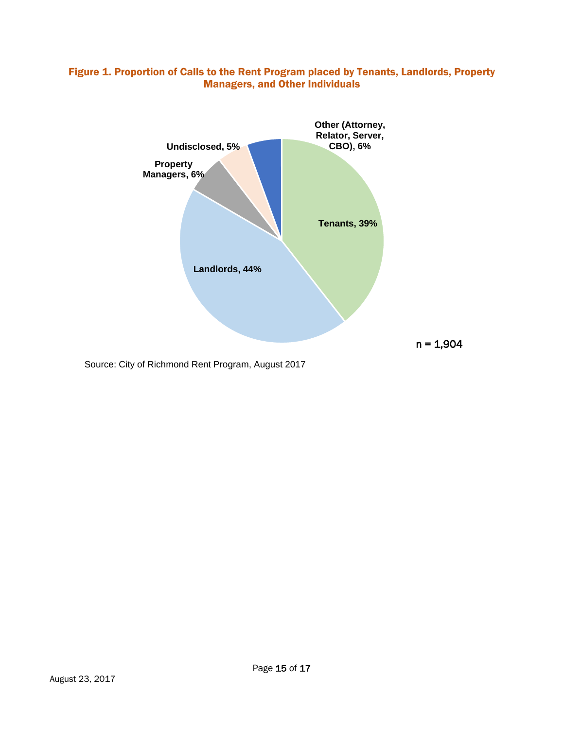**Figure 1. Proportion of Calls to the Rent Program placed by Tenants, Landlords, Property Managers, and Other Individuals**

Other (Attorney, Relator, Server, CBO), 6%

Undisclosed, 5%

Property Managers, 6%

Tenants, 39%

Landlords, 44%

n = 1,904

Source: City of Richmond Rent Program, August 2017

August 23, 2017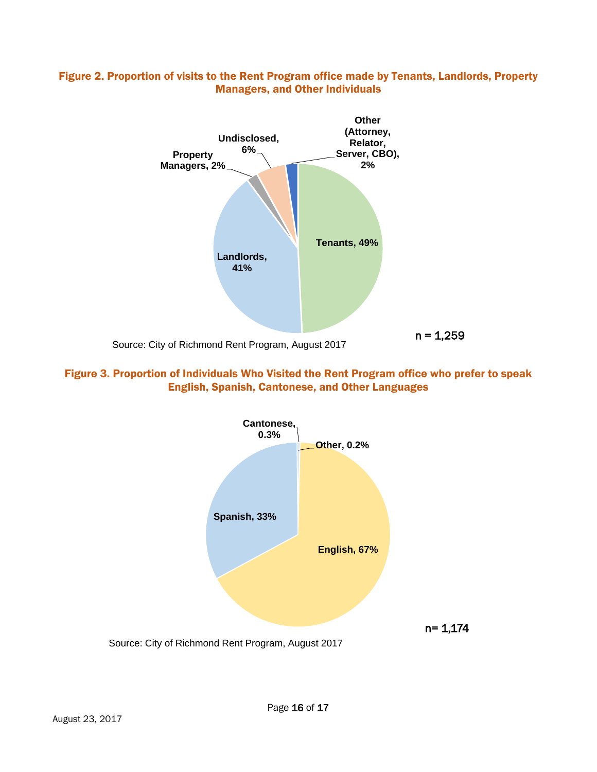**Figure 2. Proportion of visits to the Rent Program office made by Tenants, Landlords, Property Managers, and Other Individuals**

Other (Attorney, Relator, Server, CBO), 2%

Undisclosed, 6%

Property Managers, 2%

Tenants, 49%

Landlords, 41%

n = 1,259

Source: City of Richmond Rent Program, August 2017

**Figure 3. Proportion of Individuals Who Visited the Rent Program office who prefer to speak English, Spanish, Cantonese, and Other Languages**

Cantonese, 0.3%

Other, 0.2%

Spanish, 33%

English, 67%

n= 1,174

Source: City of Richmond Rent Program, August 2017

August 23, 2017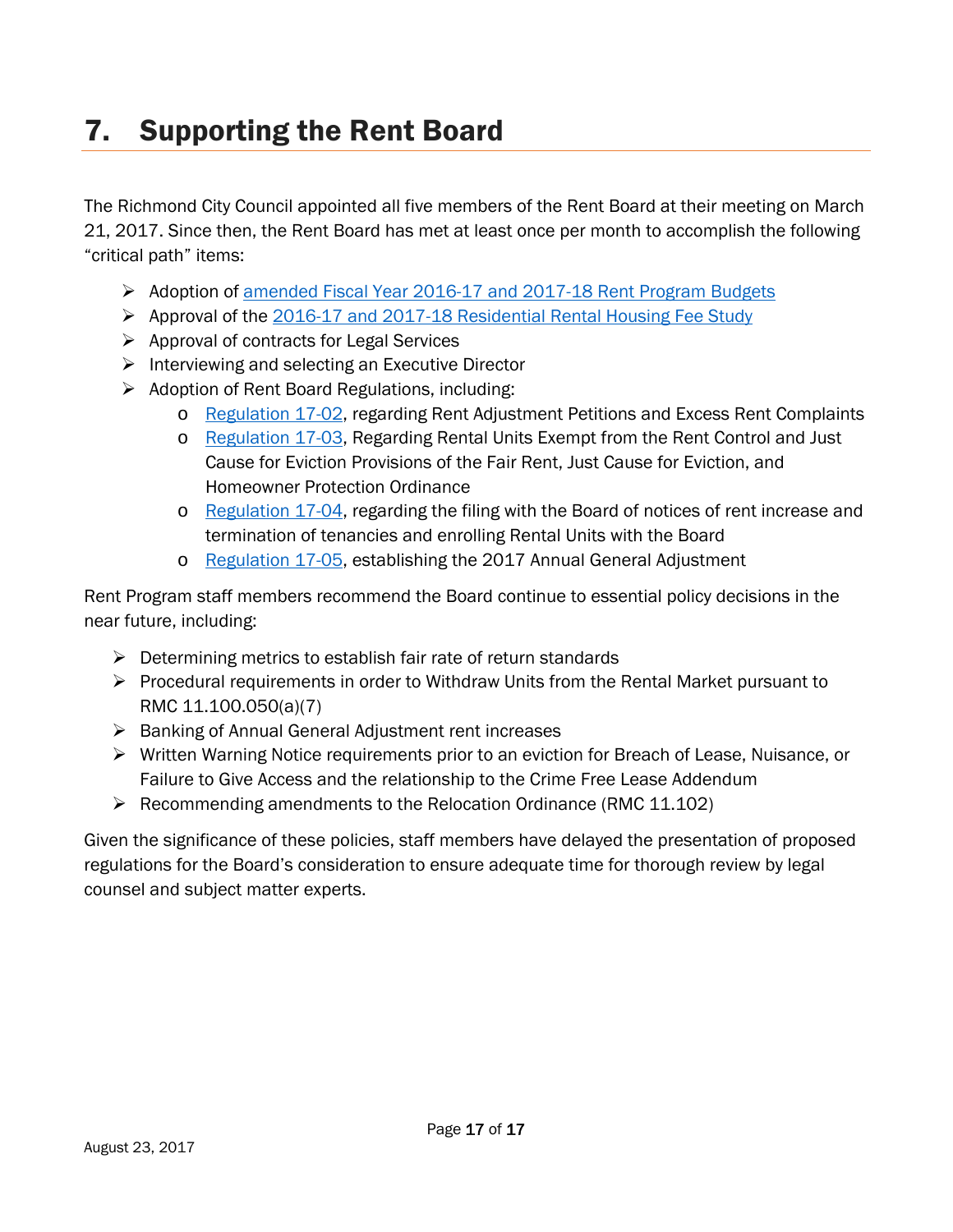# 7. Supporting the Rent Board

The Richmond City Council appointed all five members of the Rent Board at their meeting on March 21, 2017. Since then, the Rent Board has met at least once per month to accomplish the following "critical path" items:

- Adoption of amended Fiscal Year 2016-17 and 2017-18 Rent Program Budgets
- Approval of the 2016-17 and 2017-18 Residential Rental Housing Fee Study
- Approval of contracts for Legal Services
- Interviewing and selecting an Executive Director
- Adoption of Rent Board Regulations, including:
  - Regulation 17-02, regarding Rent Adjustment Petitions and Excess Rent Complaints
  - Regulation 17-03, Regarding Rental Units Exempt from the Rent Control and Just Cause for Eviction Provisions of the Fair Rent, Just Cause for Eviction, and Homeowner Protection Ordinance
  - Regulation 17-04, regarding the filing with the Board of notices of rent increase and termination of tenancies and enrolling Rental Units with the Board
  - Regulation 17-05, establishing the 2017 Annual General Adjustment

Rent Program staff members recommend the Board continue to essential policy decisions in the near future, including:

- Determining metrics to establish fair rate of return standards
- Procedural requirements in order to Withdraw Units from the Rental Market pursuant to RMC 11.100.050(a)(7)
- Banking of Annual General Adjustment rent increases
- Written Warning Notice requirements prior to an eviction for Breach of Lease, Nuisance, or Failure to Give Access and the relationship to the Crime Free Lease Addendum
- Recommending amendments to the Relocation Ordinance (RMC 11.102)

Given the significance of these policies, staff members have delayed the presentation of proposed regulations for the Board's consideration to ensure adequate time for thorough review by legal counsel and subject matter experts.

August 23, 2017